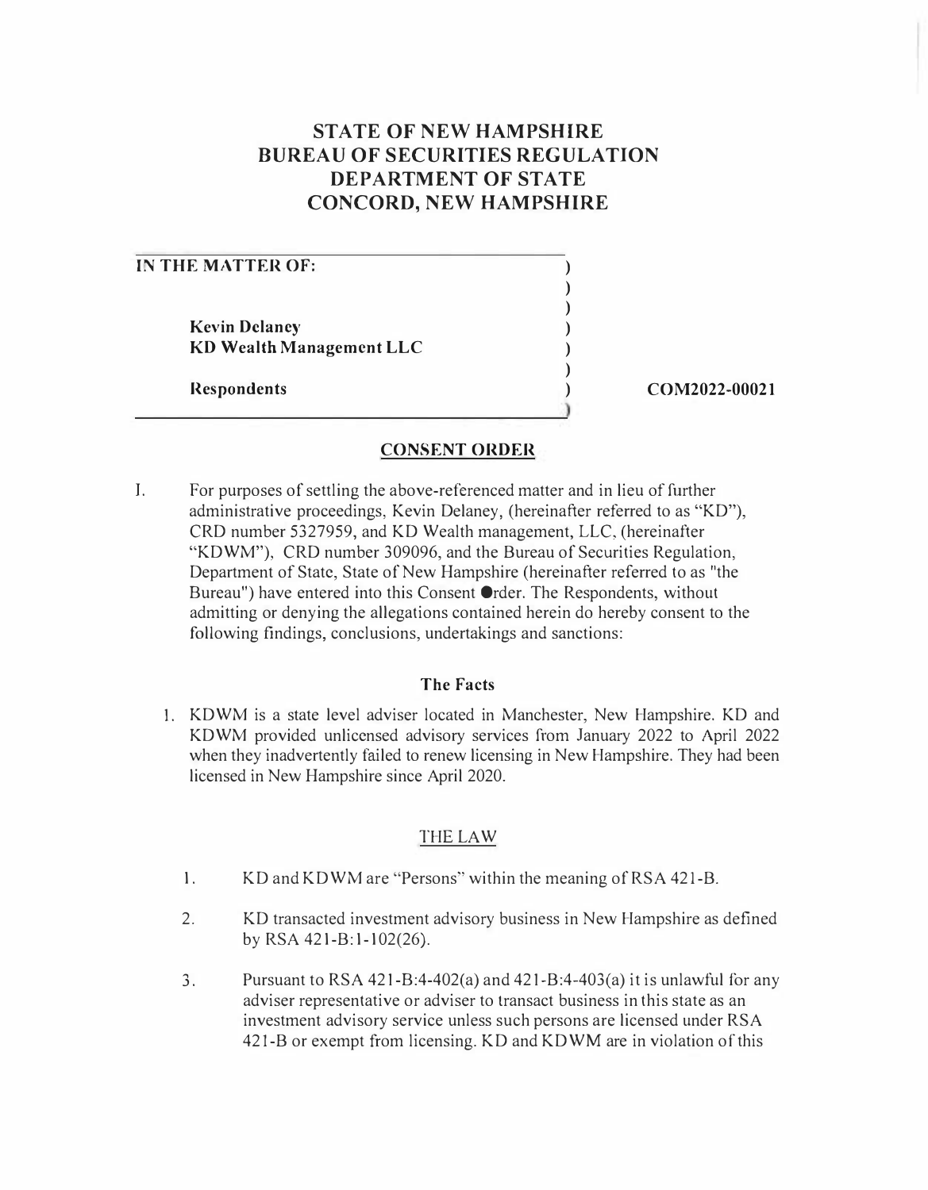# STATE OF NEW HAMPSHIRE
# BUREAU OF SECURITIES REGULATION
# DEPARTMENT OF STATE
# CONCORD, NEW HAMPSHIRE

**IN THE MATTER OF:**

**Kevin Delaney**
**KD Wealth Management LLC**

**Respondents**

**COM2022-00021**

## CONSENT ORDER

I. For purposes of settling the above-referenced matter and in lieu of further administrative proceedings, Kevin Delaney, (hereinafter referred to as "KD"), CRD number 5327959, and KD Wealth management, LLC, (hereinafter "KDWM"), CRD number 309096, and the Bureau of Securities Regulation, Department of State, State of New Hampshire (hereinafter referred to as "the Bureau") have entered into this Consent Order. The Respondents, without admitting or denying the allegations contained herein do hereby consent to the following findings, conclusions, undertakings and sanctions:

### The Facts

1. KDWM is a state level adviser located in Manchester, New Hampshire. KD and KDWM provided unlicensed advisory services from January 2022 to April 2022 when they inadvertently failed to renew licensing in New Hampshire. They had been licensed in New Hampshire since April 2020.

### THE LAW

1. KD and KDWM are "Persons" within the meaning of RSA 421-B.

2. KD transacted investment advisory business in New Hampshire as defined by RSA 421-B:1-102(26).

3. Pursuant to RSA 421-B:4-402(a) and 421-B:4-403(a) it is unlawful for any adviser representative or adviser to transact business in this state as an investment advisory service unless such persons are licensed under RSA 421-B or exempt from licensing. KD and KDWM are in violation of this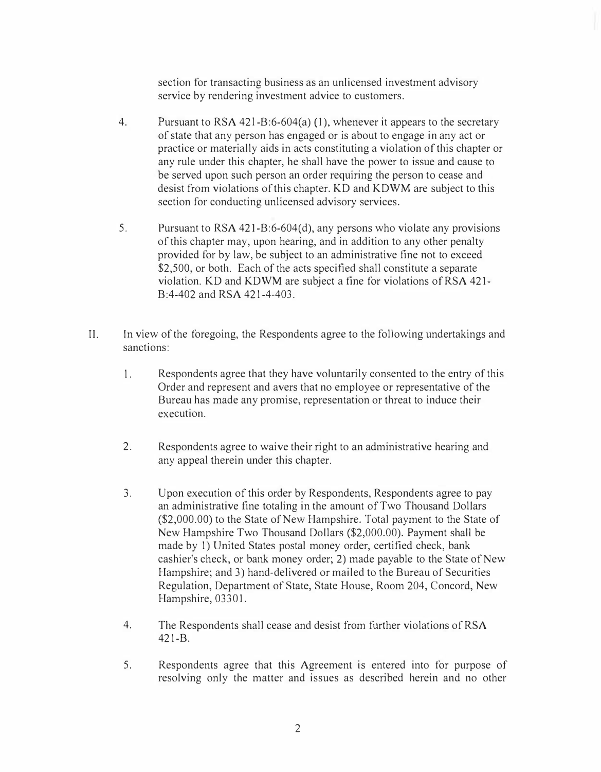section for transacting business as an unlicensed investment advisory service by rendering investment advice to customers.

4. Pursuant to RSA 421-B:6-604(a) (1), whenever it appears to the secretary of state that any person has engaged or is about to engage in any act or practice or materially aids in acts constituting a violation of this chapter or any rule under this chapter, he shall have the power to issue and cause to be served upon such person an order requiring the person to cease and desist from violations of this chapter. KD and KDWM are subject to this section for conducting unlicensed advisory services.

5. Pursuant to RSA 421-B:6-604(d), any persons who violate any provisions of this chapter may, upon hearing, and in addition to any other penalty provided for by law, be subject to an administrative fine not to exceed $2,500, or both. Each of the acts specified shall constitute a separate violation. KD and KDWM are subject a fine for violations of RSA 421-B:4-402 and RSA 421-4-403.

II. In view of the foregoing, the Respondents agree to the following undertakings and sanctions:

1. Respondents agree that they have voluntarily consented to the entry of this Order and represent and avers that no employee or representative of the Bureau has made any promise, representation or threat to induce their execution.

2. Respondents agree to waive their right to an administrative hearing and any appeal therein under this chapter.

3. Upon execution of this order by Respondents, Respondents agree to pay an administrative fine totaling in the amount of Two Thousand Dollars ($2,000.00) to the State of New Hampshire. Total payment to the State of New Hampshire Two Thousand Dollars ($2,000.00). Payment shall be made by 1) United States postal money order, certified check, bank cashier's check, or bank money order; 2) made payable to the State of New Hampshire; and 3) hand-delivered or mailed to the Bureau of Securities Regulation, Department of State, State House, Room 204, Concord, New Hampshire, 03301.

4. The Respondents shall cease and desist from further violations of RSA 421-B.

5. Respondents agree that this Agreement is entered into for purpose of resolving only the matter and issues as described herein and no other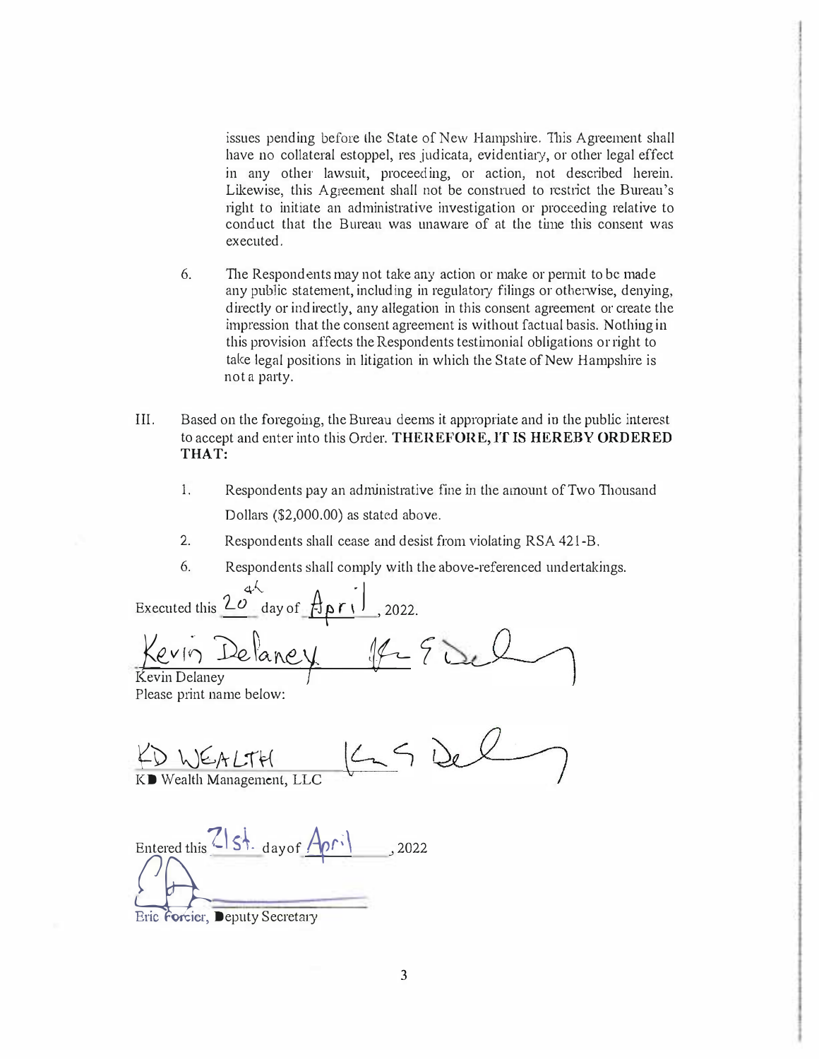issues pending before the State of New Hampshire. This Agreement shall have no collateral estoppel, res judicata, evidentiary, or other legal effect in any other lawsuit, proceeding, or action, not described herein. Likewise, this Agreement shall not be construed to restrict the Bureau's right to initiate an administrative investigation or proceeding relative to conduct that the Bureau was unaware of at the time this consent was executed.

6. The Respondents may not take any action or make or permit to be made any public statement, including in regulatory filings or otherwise, denying, directly or indirectly, any allegation in this consent agreement or create the impression that the consent agreement is without factual basis. Nothing in this provision affects the Respondents testimonial obligations or right to take legal positions in litigation in which the State of New Hampshire is not a party.

III. Based on the foregoing, the Bureau deems it appropriate and in the public interest to accept and enter into this Order. **THEREFORE, IT IS HEREBY ORDERED THAT:**

1. Respondents pay an administrative fine in the amount of Two Thousand Dollars ($2,000.00) as stated above.
2. Respondents shall cease and desist from violating RSA 421-B.
6. Respondents shall comply with the above-referenced undertakings.

Executed this 20th day of April, 2022.

Kevin Delaney

Kevin Delaney
Please print name below:

KD WEALTH

KD Wealth Management, LLC

Entered this 21st day of April, 2022

Eric Forcier, Deputy Secretary